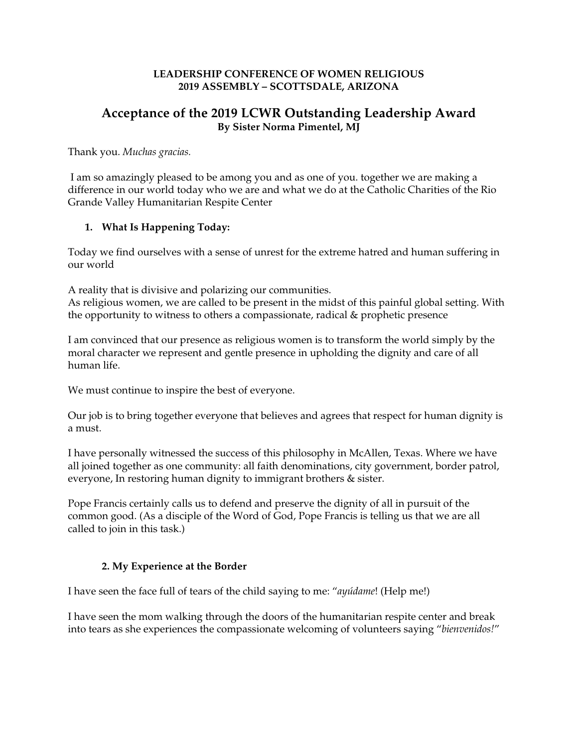**LEADERSHIP CONFERENCE OF WOMEN RELIGIOUS**
**2019 ASSEMBLY – SCOTTSDALE, ARIZONA**

# Acceptance of the 2019 LCWR Outstanding Leadership Award

**By Sister Norma Pimentel, MJ**

Thank you. *Muchas gracias.*

I am so amazingly pleased to be among you and as one of you. together we are making a difference in our world today who we are and what we do at the Catholic Charities of the Rio Grande Valley Humanitarian Respite Center

### 1. What Is Happening Today:

Today we find ourselves with a sense of unrest for the extreme hatred and human suffering in our world

A reality that is divisive and polarizing our communities.
As religious women, we are called to be present in the midst of this painful global setting. With the opportunity to witness to others a compassionate, radical & prophetic presence

I am convinced that our presence as religious women is to transform the world simply by the moral character we represent and gentle presence in upholding the dignity and care of all human life.

We must continue to inspire the best of everyone.

Our job is to bring together everyone that believes and agrees that respect for human dignity is a must.

I have personally witnessed the success of this philosophy in McAllen, Texas. Where we have all joined together as one community: all faith denominations, city government, border patrol, everyone, In restoring human dignity to immigrant brothers & sister.

Pope Francis certainly calls us to defend and preserve the dignity of all in pursuit of the common good. (As a disciple of the Word of God, Pope Francis is telling us that we are all called to join in this task.)

### 2. My Experience at the Border

I have seen the face full of tears of the child saying to me: "*ayúdame*! (Help me!)

I have seen the mom walking through the doors of the humanitarian respite center and break into tears as she experiences the compassionate welcoming of volunteers saying "*bienvenidos!*"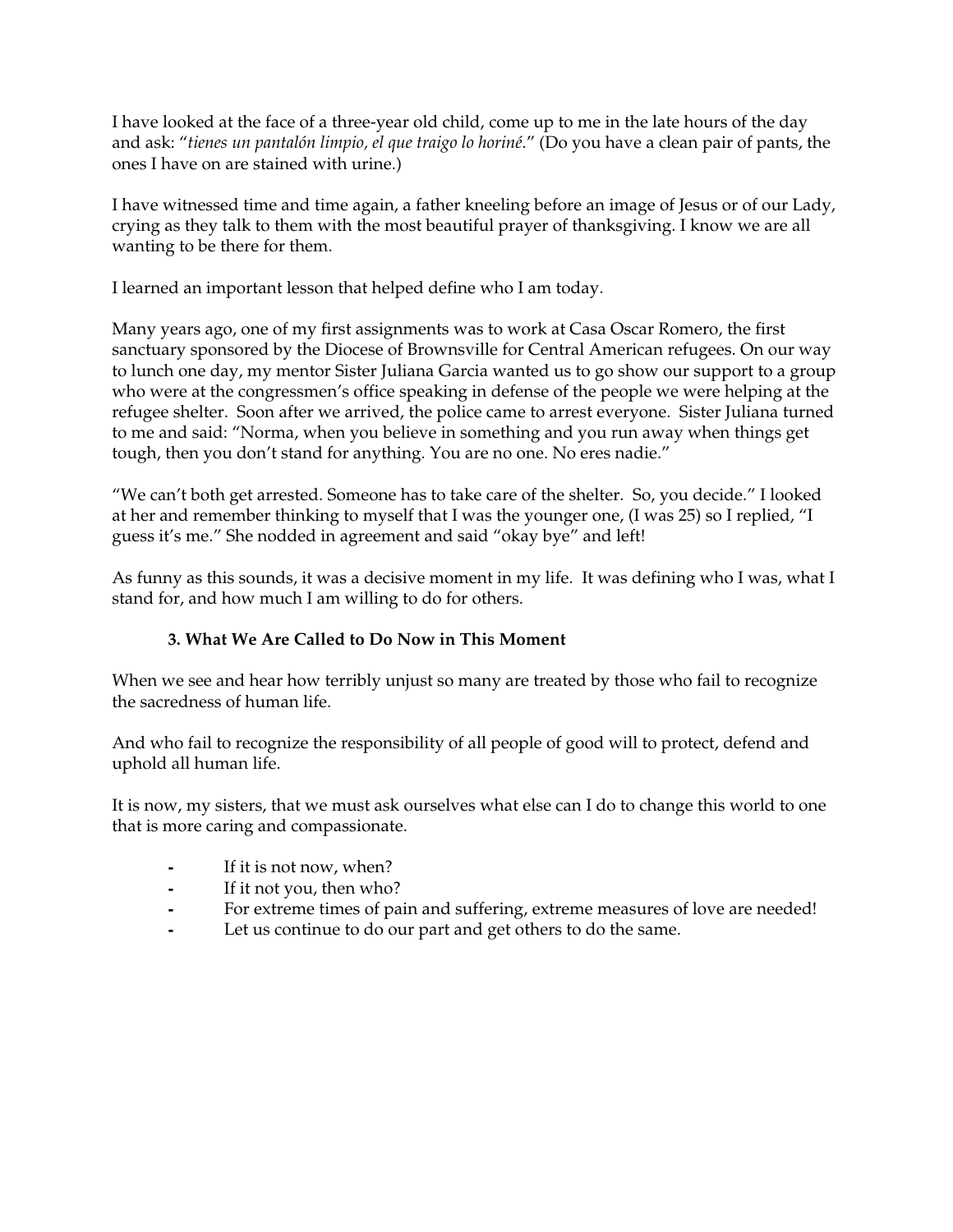I have looked at the face of a three-year old child, come up to me in the late hours of the day and ask: "*tienes un pantalón limpio, el que traigo lo horiné*." (Do you have a clean pair of pants, the ones I have on are stained with urine.)

I have witnessed time and time again, a father kneeling before an image of Jesus or of our Lady, crying as they talk to them with the most beautiful prayer of thanksgiving. I know we are all wanting to be there for them.

I learned an important lesson that helped define who I am today.

Many years ago, one of my first assignments was to work at Casa Oscar Romero, the first sanctuary sponsored by the Diocese of Brownsville for Central American refugees. On our way to lunch one day, my mentor Sister Juliana Garcia wanted us to go show our support to a group who were at the congressmen's office speaking in defense of the people we were helping at the refugee shelter. Soon after we arrived, the police came to arrest everyone. Sister Juliana turned to me and said: "Norma, when you believe in something and you run away when things get tough, then you don't stand for anything. You are no one. No eres nadie."

"We can't both get arrested. Someone has to take care of the shelter. So, you decide." I looked at her and remember thinking to myself that I was the younger one, (I was 25) so I replied, "I guess it's me." She nodded in agreement and said "okay bye" and left!

As funny as this sounds, it was a decisive moment in my life. It was defining who I was, what I stand for, and how much I am willing to do for others.

### 3. What We Are Called to Do Now in This Moment

When we see and hear how terribly unjust so many are treated by those who fail to recognize the sacredness of human life.

And who fail to recognize the responsibility of all people of good will to protect, defend and uphold all human life.

It is now, my sisters, that we must ask ourselves what else can I do to change this world to one that is more caring and compassionate.

- If it is not now, when?
- If it not you, then who?
- For extreme times of pain and suffering, extreme measures of love are needed!
- Let us continue to do our part and get others to do the same.